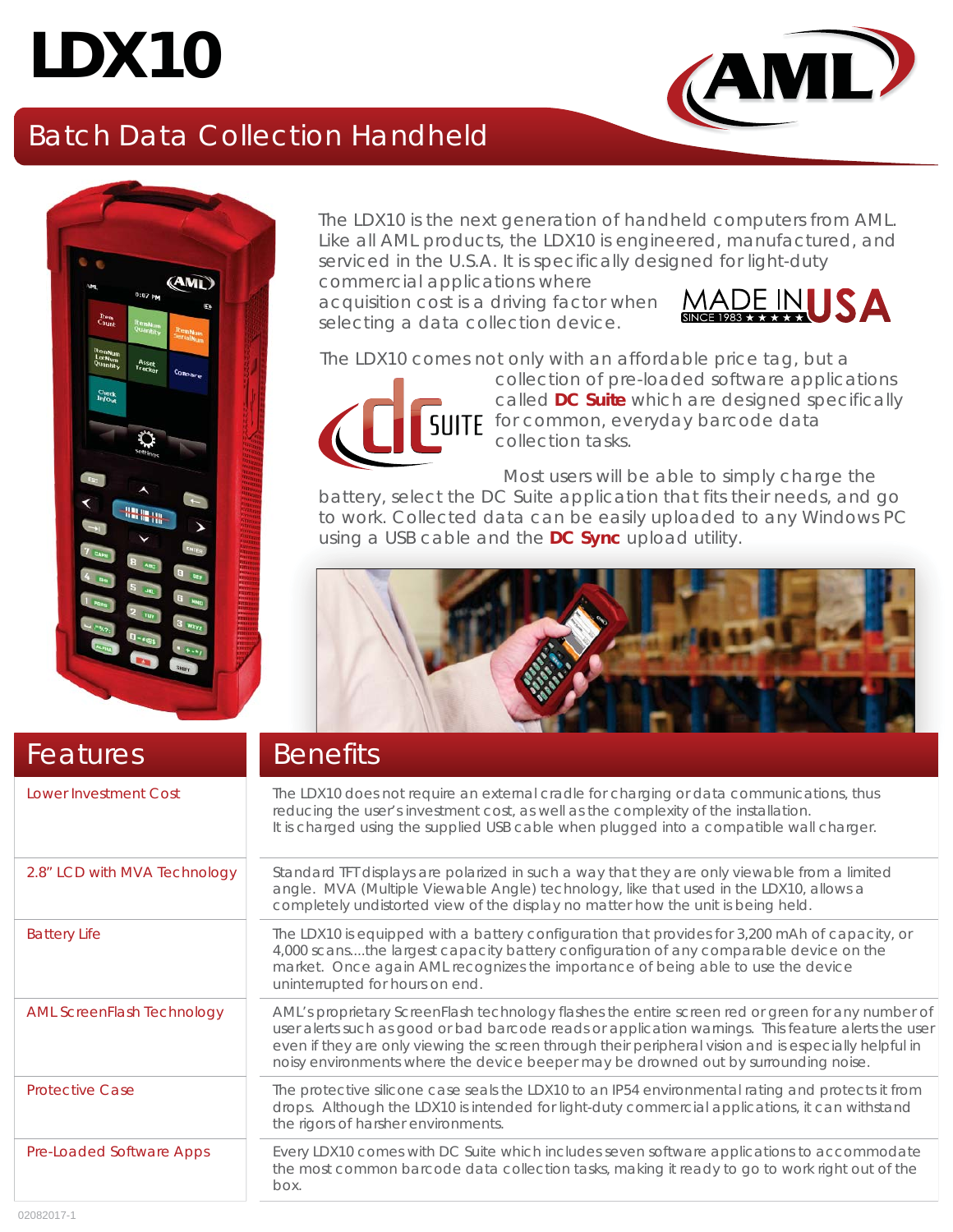# LDX10

## Batch Data Collection Handheld

The LDX10 is the next generation of handheld computers from AML. Like all AML products, the LDX10 is engineered, manufactured, and serviced in the U.S.A. It is specifically designed for light-duty commercial applications where acquisition cost is a driving factor when selecting a data collection device.

MADE IN USA
SINCE 1983

The LDX10 comes not only with an affordable price tag, but a collection of pre-loaded software applications called **DC Suite** which are designed specifically for common, everyday barcode data collection tasks.

Most users will be able to simply charge the battery, select the DC Suite application that fits their needs, and go to work. Collected data can be easily uploaded to any Windows PC using a USB cable and the **DC Sync** upload utility.

| Features | Benefits |
|---|---|
| Lower Investment Cost | The LDX10 does not require an external cradle for charging or data communications, thus reducing the user's investment cost, as well as the complexity of the installation. It is charged using the supplied USB cable when plugged into a compatible wall charger. |
| 2.8" LCD with MVA Technology | Standard TFT displays are polarized in such a way that they are only viewable from a limited angle. MVA (Multiple Viewable Angle) technology, like that used in the LDX10, allows a completely undistorted view of the display no matter how the unit is being held. |
| Battery Life | The LDX10 is equipped with a battery configuration that provides for 3,200 mAh of capacity, or 4,000 scans....the largest capacity battery configuration of any comparable device on the market. Once again AML recognizes the importance of being able to use the device uninterrupted for hours on end. |
| AML ScreenFlash Technology | AML's proprietary ScreenFlash technology flashes the entire screen red or green for any number of user alerts such as good or bad barcode reads or application warnings. This feature alerts the user even if they are only viewing the screen through their peripheral vision and is especially helpful in noisy environments where the device beeper may be drowned out by surrounding noise. |
| Protective Case | The protective silicone case seals the LDX10 to an IP54 environmental rating and protects it from drops. Although the LDX10 is intended for light-duty commercial applications, it can withstand the rigors of harsher environments. |
| Pre-Loaded Software Apps | Every LDX10 comes with DC Suite which includes seven software applications to accommodate the most common barcode data collection tasks, making it ready to go to work right out of the box. |

02082017-1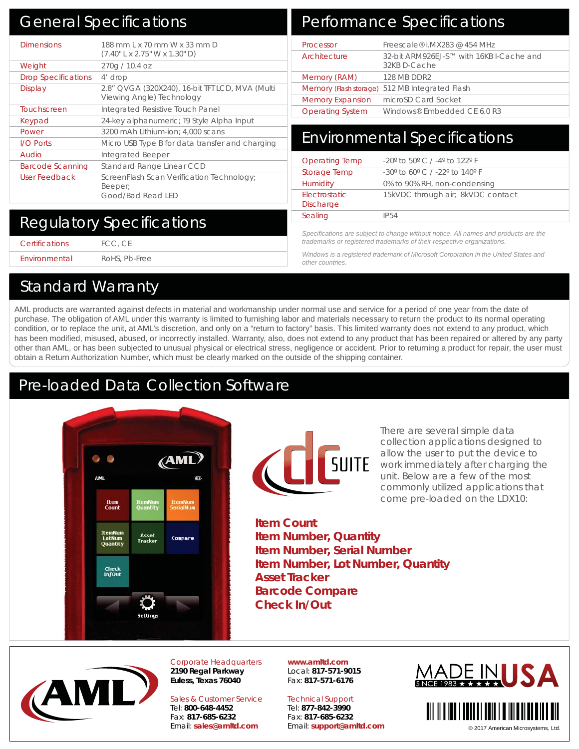## General Specifications

| | |
|---|---|
| Dimensions | 188 mm L x 70 mm W x 33 mm D (7.40" L x 2.75" W x 1.30" D) |
| Weight | 270g / 10.4 oz |
| Drop Specifications | 4' drop |
| Display | 2.8" QVGA (320X240), 16-bit TFT LCD, MVA (Multi Viewing Angle) Technology |
| Touchscreen | Integrated Resistive Touch Panel |
| Keypad | 24-key alphanumeric; T9 Style Alpha Input |
| Power | 3200 mAh Lithium-ion; 4,000 scans |
| I/O Ports | Micro USB Type B for data transfer and charging |
| Audio | Integrated Beeper |
| Barcode Scanning | Standard Range Linear CCD |
| User Feedback | ScreenFlash Scan Verification Technology; Beeper; Good/Bad Read LED |

## Performance Specifications

| | |
|---|---|
| Processor | Freescale® i.MX283 @ 454 MHz |
| Architecture | 32-bit ARM926EJ-S™ with 16KB I-Cache and 32KB D-Cache |
| Memory (RAM) | 128 MB DDR2 |
| Memory (Flash storage) | 512 MB Integrated Flash |
| Memory Expansion | microSD Card Socket |
| Operating System | Windows® Embedded CE 6.0 R3 |

## Environmental Specifications

| | |
|---|---|
| Operating Temp | -20º to 50º C / -4º to 122º F |
| Storage Temp | -30º to 60º C / -22º to 140º F |
| Humidity | 0% to 90% RH, non-condensing |
| Electrostatic Discharge | 15kVDC through air; 8kVDC contact |
| Sealing | IP54 |

*Specifications are subject to change without notice. All names and products are the trademarks or registered trademarks of their respective organizations.*

*Windows is a registered trademark of Microsoft Corporation in the United States and other countries.*

## Regulatory Specifications

| | |
|---|---|
| Certifications | FCC, CE |
| Environmental | RoHS, Pb-Free |

## Standard Warranty

AML products are warranted against defects in material and workmanship under normal use and service for a period of one year from the date of purchase. The obligation of AML under this warranty is limited to furnishing labor and materials necessary to return the product to its normal operating condition, or to replace the unit, at AML's discretion, and only on a "return to factory" basis. This limited warranty does not extend to any product, which has been modified, misused, abused, or incorrectly installed. Warranty, also, does not extend to any product that has been repaired or altered by any party other than AML, or has been subjected to unusual physical or electrical stress, negligence or accident. Prior to returning a product for repair, the user must obtain a Return Authorization Number, which must be clearly marked on the outside of the shipping container.

## Pre-loaded Data Collection Software

dc SUITE

There are several simple data collection applications designed to allow the user to put the device to work immediately after charging the unit. Below are a few of the most commonly utilized applications that come pre-loaded on the LDX10:

**Item Count**
**Item Number, Quantity**
**Item Number, Serial Number**
**Item Number, Lot Number, Quantity**
**Asset Tracker**
**Barcode Compare**
**Check In/Out**

---

Corporate Headquarters
**2190 Regal Parkway**
**Euless, Texas 76040**

**www.amltd.com**
Local: **817-571-9015**
Fax: **817-571-6176**

Sales & Customer Service
Tel: **800-648-4452**
Fax: **817-685-6232**
Email: **sales@amltd.com**

Technical Support
Tel: **877-842-3990**
Fax: **817-685-6232**
Email: **support@amltd.com**

MADE IN USA
SINCE 1983 ★ ★ ★ ★ ★

© 2017 American Microsystems, Ltd.